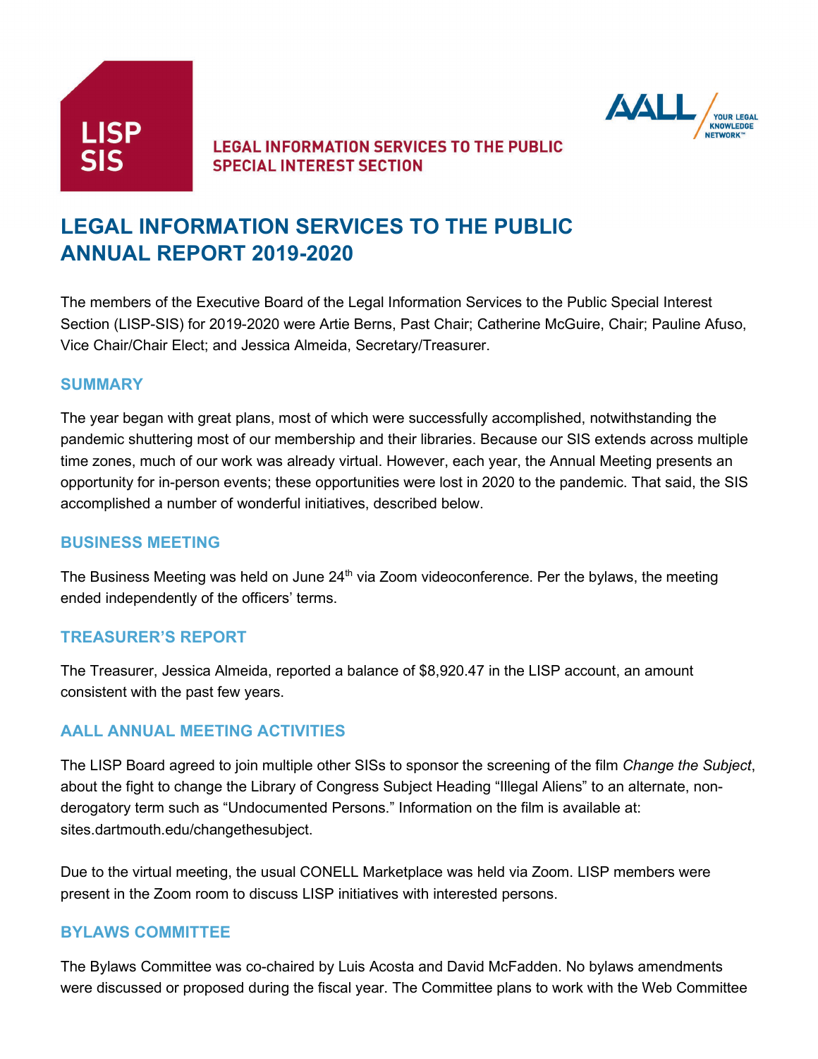**LISP SIS**

**LEGAL INFORMATION SERVICES TO THE PUBLIC SPECIAL INTEREST SECTION**

AALL YOUR LEGAL KNOWLEDGE NETWORK™

# LEGAL INFORMATION SERVICES TO THE PUBLIC ANNUAL REPORT 2019-2020

The members of the Executive Board of the Legal Information Services to the Public Special Interest Section (LISP-SIS) for 2019-2020 were Artie Berns, Past Chair; Catherine McGuire, Chair; Pauline Afuso, Vice Chair/Chair Elect; and Jessica Almeida, Secretary/Treasurer.

## SUMMARY

The year began with great plans, most of which were successfully accomplished, notwithstanding the pandemic shuttering most of our membership and their libraries. Because our SIS extends across multiple time zones, much of our work was already virtual. However, each year, the Annual Meeting presents an opportunity for in-person events; these opportunities were lost in 2020 to the pandemic. That said, the SIS accomplished a number of wonderful initiatives, described below.

## BUSINESS MEETING

The Business Meeting was held on June 24th via Zoom videoconference. Per the bylaws, the meeting ended independently of the officers' terms.

## TREASURER'S REPORT

The Treasurer, Jessica Almeida, reported a balance of $8,920.47 in the LISP account, an amount consistent with the past few years.

## AALL ANNUAL MEETING ACTIVITIES

The LISP Board agreed to join multiple other SISs to sponsor the screening of the film *Change the Subject*, about the fight to change the Library of Congress Subject Heading "Illegal Aliens" to an alternate, non-derogatory term such as "Undocumented Persons." Information on the film is available at: sites.dartmouth.edu/changethesubject.

Due to the virtual meeting, the usual CONELL Marketplace was held via Zoom. LISP members were present in the Zoom room to discuss LISP initiatives with interested persons.

## BYLAWS COMMITTEE

The Bylaws Committee was co-chaired by Luis Acosta and David McFadden. No bylaws amendments were discussed or proposed during the fiscal year. The Committee plans to work with the Web Committee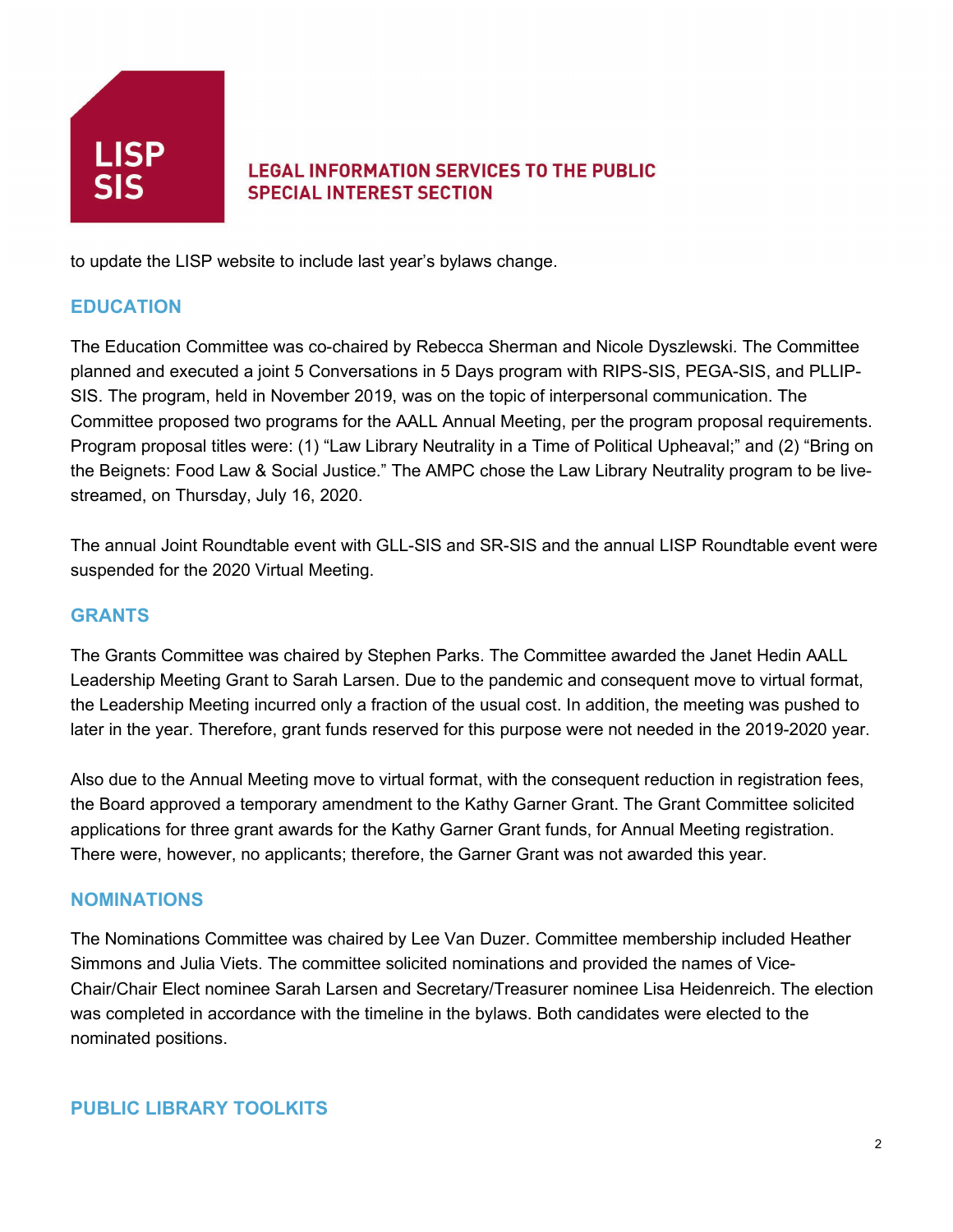to update the LISP website to include last year's bylaws change.

## EDUCATION

The Education Committee was co-chaired by Rebecca Sherman and Nicole Dyszlewski. The Committee planned and executed a joint 5 Conversations in 5 Days program with RIPS-SIS, PEGA-SIS, and PLLIP-SIS. The program, held in November 2019, was on the topic of interpersonal communication. The Committee proposed two programs for the AALL Annual Meeting, per the program proposal requirements. Program proposal titles were: (1) "Law Library Neutrality in a Time of Political Upheaval;" and (2) "Bring on the Beignets: Food Law & Social Justice." The AMPC chose the Law Library Neutrality program to be live-streamed, on Thursday, July 16, 2020.

The annual Joint Roundtable event with GLL-SIS and SR-SIS and the annual LISP Roundtable event were suspended for the 2020 Virtual Meeting.

## GRANTS

The Grants Committee was chaired by Stephen Parks. The Committee awarded the Janet Hedin AALL Leadership Meeting Grant to Sarah Larsen. Due to the pandemic and consequent move to virtual format, the Leadership Meeting incurred only a fraction of the usual cost. In addition, the meeting was pushed to later in the year. Therefore, grant funds reserved for this purpose were not needed in the 2019-2020 year.

Also due to the Annual Meeting move to virtual format, with the consequent reduction in registration fees, the Board approved a temporary amendment to the Kathy Garner Grant. The Grant Committee solicited applications for three grant awards for the Kathy Garner Grant funds, for Annual Meeting registration. There were, however, no applicants; therefore, the Garner Grant was not awarded this year.

## NOMINATIONS

The Nominations Committee was chaired by Lee Van Duzer. Committee membership included Heather Simmons and Julia Viets. The committee solicited nominations and provided the names of Vice-Chair/Chair Elect nominee Sarah Larsen and Secretary/Treasurer nominee Lisa Heidenreich. The election was completed in accordance with the timeline in the bylaws. Both candidates were elected to the nominated positions.

## PUBLIC LIBRARY TOOLKITS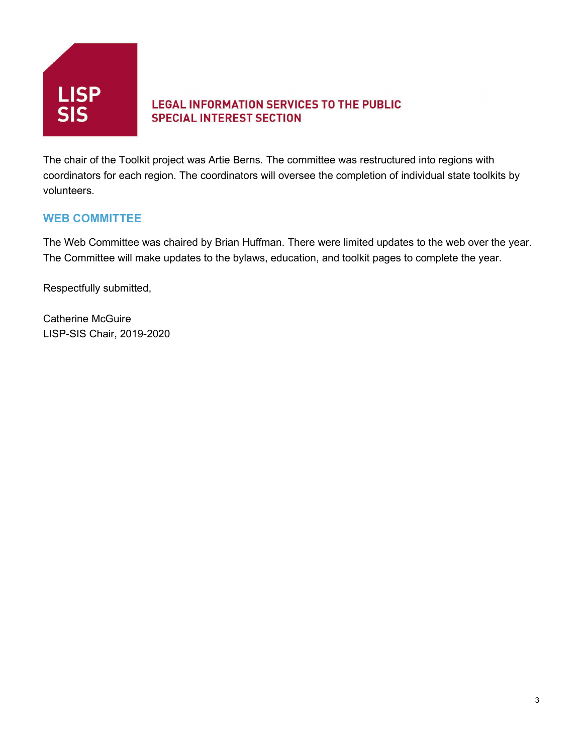The chair of the Toolkit project was Artie Berns. The committee was restructured into regions with coordinators for each region. The coordinators will oversee the completion of individual state toolkits by volunteers.

## WEB COMMITTEE

The Web Committee was chaired by Brian Huffman. There were limited updates to the web over the year. The Committee will make updates to the bylaws, education, and toolkit pages to complete the year.

Respectfully submitted,

Catherine McGuire
LISP-SIS Chair, 2019-2020